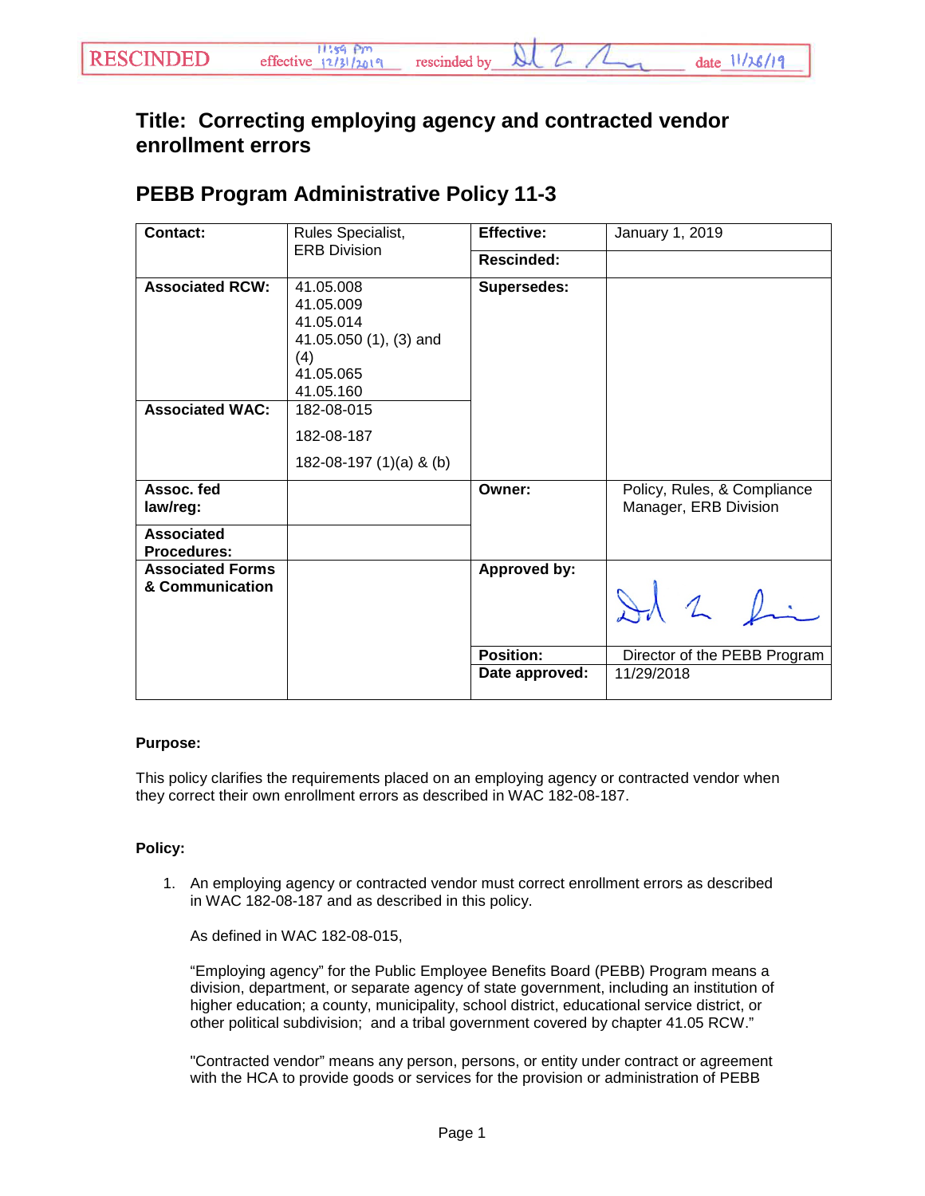RESCINDED effective 11:59 pm 12/31/2019 rescinded by [signature] date 11/26/19

# Title: Correcting employing agency and contracted vendor enrollment errors

## PEBB Program Administrative Policy 11-3

| **Contact:** | Rules Specialist, ERB Division | **Effective:** | January 1, 2019 |
|---|---|---|---|
| | | **Rescinded:** | |
| **Associated RCW:** | 41.05.008<br>41.05.009<br>41.05.014<br>41.05.050 (1), (3) and (4)<br>41.05.065<br>41.05.160 | **Supersedes:** | |
| **Associated WAC:** | 182-08-015<br>182-08-187<br>182-08-197 (1)(a) & (b) | | |
| **Assoc. fed law/reg:** | | **Owner:** | Policy, Rules, & Compliance Manager, ERB Division |
| **Associated Procedures:** | | | |
| **Associated Forms & Communication** | | **Approved by:** | [signature] |
| | | **Position:** | Director of the PEBB Program |
| | | **Date approved:** | 11/29/2018 |

**Purpose:**

This policy clarifies the requirements placed on an employing agency or contracted vendor when they correct their own enrollment errors as described in WAC 182-08-187.

**Policy:**

1. An employing agency or contracted vendor must correct enrollment errors as described in WAC 182-08-187 and as described in this policy.

   As defined in WAC 182-08-015,

   "Employing agency" for the Public Employee Benefits Board (PEBB) Program means a division, department, or separate agency of state government, including an institution of higher education; a county, municipality, school district, educational service district, or other political subdivision; and a tribal government covered by chapter 41.05 RCW."

   "Contracted vendor" means any person, persons, or entity under contract or agreement with the HCA to provide goods or services for the provision or administration of PEBB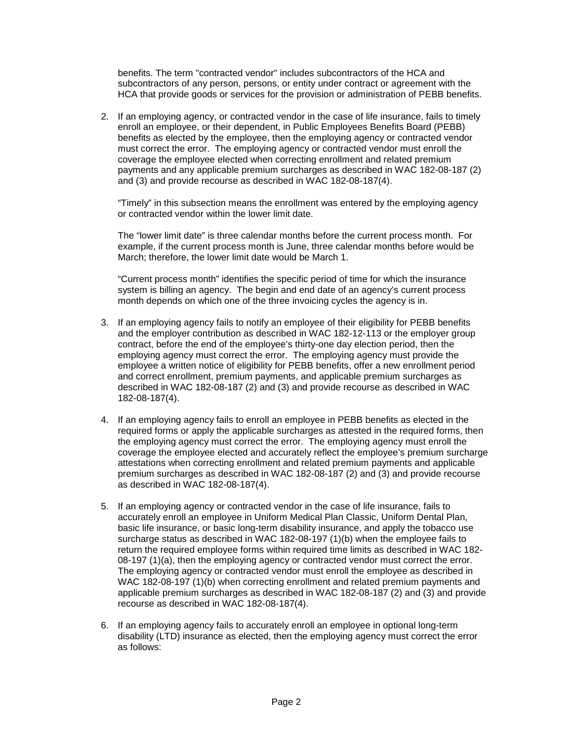benefits. The term "contracted vendor" includes subcontractors of the HCA and subcontractors of any person, persons, or entity under contract or agreement with the HCA that provide goods or services for the provision or administration of PEBB benefits.

2. If an employing agency, or contracted vendor in the case of life insurance, fails to timely enroll an employee, or their dependent, in Public Employees Benefits Board (PEBB) benefits as elected by the employee, then the employing agency or contracted vendor must correct the error. The employing agency or contracted vendor must enroll the coverage the employee elected when correcting enrollment and related premium payments and any applicable premium surcharges as described in WAC 182-08-187 (2) and (3) and provide recourse as described in WAC 182-08-187(4).

   "Timely" in this subsection means the enrollment was entered by the employing agency or contracted vendor within the lower limit date.

   The "lower limit date" is three calendar months before the current process month. For example, if the current process month is June, three calendar months before would be March; therefore, the lower limit date would be March 1.

   "Current process month" identifies the specific period of time for which the insurance system is billing an agency. The begin and end date of an agency's current process month depends on which one of the three invoicing cycles the agency is in.

3. If an employing agency fails to notify an employee of their eligibility for PEBB benefits and the employer contribution as described in WAC 182-12-113 or the employer group contract, before the end of the employee's thirty-one day election period, then the employing agency must correct the error. The employing agency must provide the employee a written notice of eligibility for PEBB benefits, offer a new enrollment period and correct enrollment, premium payments, and applicable premium surcharges as described in WAC 182-08-187 (2) and (3) and provide recourse as described in WAC 182-08-187(4).

4. If an employing agency fails to enroll an employee in PEBB benefits as elected in the required forms or apply the applicable surcharges as attested in the required forms, then the employing agency must correct the error. The employing agency must enroll the coverage the employee elected and accurately reflect the employee's premium surcharge attestations when correcting enrollment and related premium payments and applicable premium surcharges as described in WAC 182-08-187 (2) and (3) and provide recourse as described in WAC 182-08-187(4).

5. If an employing agency or contracted vendor in the case of life insurance, fails to accurately enroll an employee in Uniform Medical Plan Classic, Uniform Dental Plan, basic life insurance, or basic long-term disability insurance, and apply the tobacco use surcharge status as described in WAC 182-08-197 (1)(b) when the employee fails to return the required employee forms within required time limits as described in WAC 182-08-197 (1)(a), then the employing agency or contracted vendor must correct the error. The employing agency or contracted vendor must enroll the employee as described in WAC 182-08-197 (1)(b) when correcting enrollment and related premium payments and applicable premium surcharges as described in WAC 182-08-187 (2) and (3) and provide recourse as described in WAC 182-08-187(4).

6. If an employing agency fails to accurately enroll an employee in optional long-term disability (LTD) insurance as elected, then the employing agency must correct the error as follows: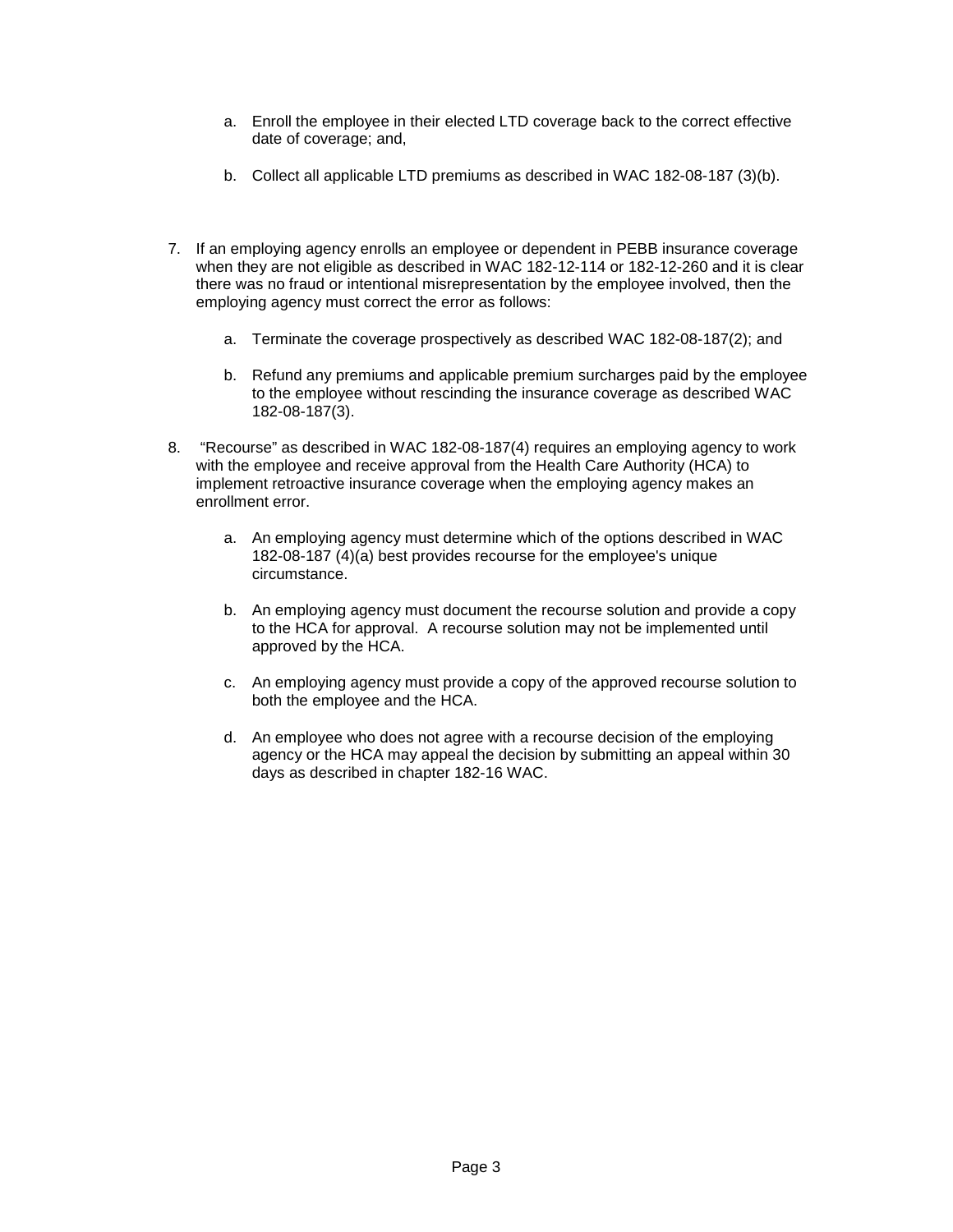a. Enroll the employee in their elected LTD coverage back to the correct effective date of coverage; and,

b. Collect all applicable LTD premiums as described in WAC 182-08-187 (3)(b).

7. If an employing agency enrolls an employee or dependent in PEBB insurance coverage when they are not eligible as described in WAC 182-12-114 or 182-12-260 and it is clear there was no fraud or intentional misrepresentation by the employee involved, then the employing agency must correct the error as follows:

    a. Terminate the coverage prospectively as described WAC 182-08-187(2); and

    b. Refund any premiums and applicable premium surcharges paid by the employee to the employee without rescinding the insurance coverage as described WAC 182-08-187(3).

8. "Recourse" as described in WAC 182-08-187(4) requires an employing agency to work with the employee and receive approval from the Health Care Authority (HCA) to implement retroactive insurance coverage when the employing agency makes an enrollment error.

    a. An employing agency must determine which of the options described in WAC 182-08-187 (4)(a) best provides recourse for the employee's unique circumstance.

    b. An employing agency must document the recourse solution and provide a copy to the HCA for approval. A recourse solution may not be implemented until approved by the HCA.

    c. An employing agency must provide a copy of the approved recourse solution to both the employee and the HCA.

    d. An employee who does not agree with a recourse decision of the employing agency or the HCA may appeal the decision by submitting an appeal within 30 days as described in chapter 182-16 WAC.